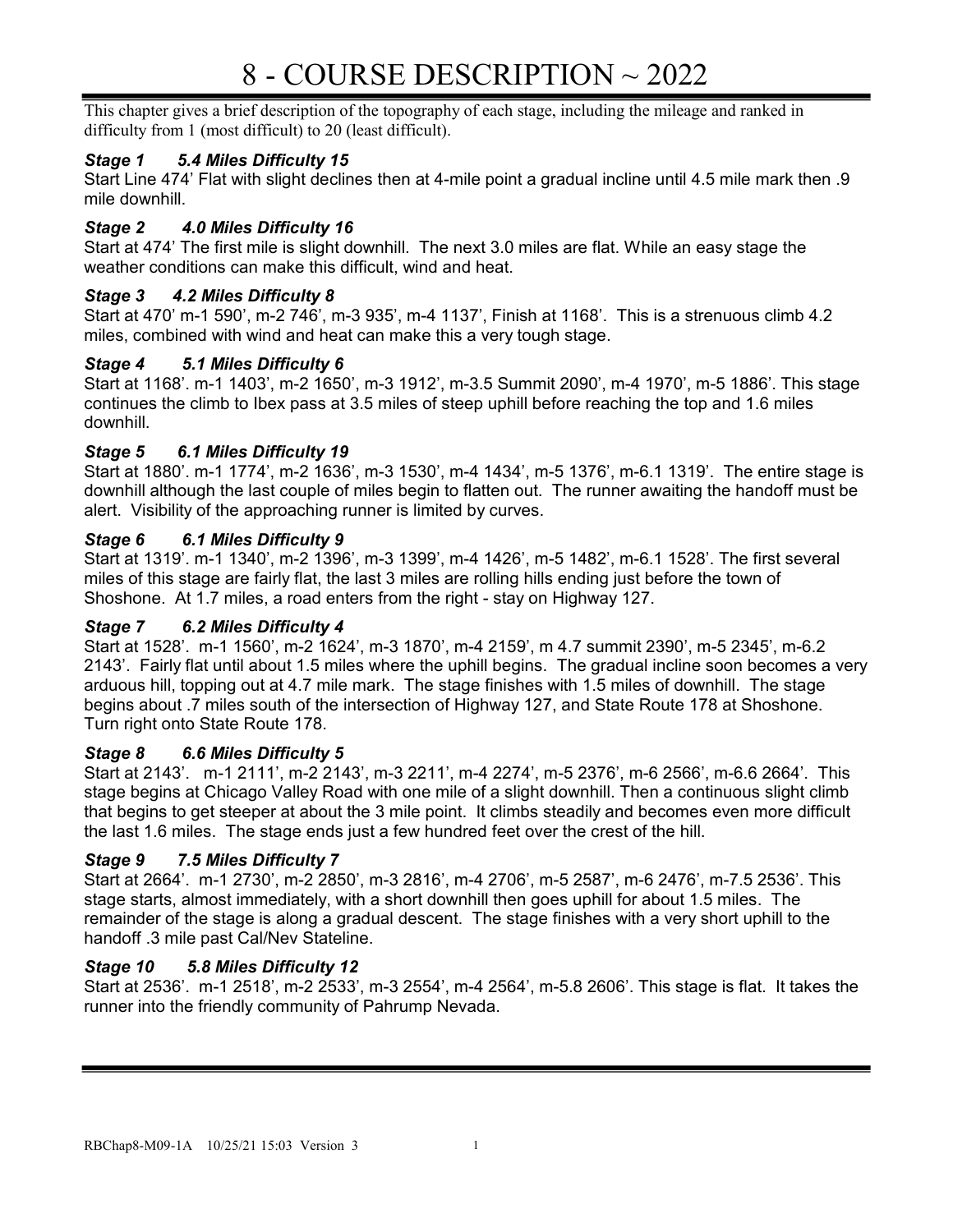# 8 - COURSE DESCRIPTION ~ 2022

This chapter gives a brief description of the topography of each stage, including the mileage and ranked in difficulty from 1 (most difficult) to 20 (least difficult).

***Stage 1 5.4 Miles Difficulty 15***

Start Line 474' Flat with slight declines then at 4-mile point a gradual incline until 4.5 mile mark then .9 mile downhill.

***Stage 2 4.0 Miles Difficulty 16***

Start at 474' The first mile is slight downhill. The next 3.0 miles are flat. While an easy stage the weather conditions can make this difficult, wind and heat.

***Stage 3 4.2 Miles Difficulty 8***

Start at 470' m-1 590', m-2 746', m-3 935', m-4 1137', Finish at 1168'. This is a strenuous climb 4.2 miles, combined with wind and heat can make this a very tough stage.

***Stage 4 5.1 Miles Difficulty 6***

Start at 1168'. m-1 1403', m-2 1650', m-3 1912', m-3.5 Summit 2090', m-4 1970', m-5 1886'. This stage continues the climb to Ibex pass at 3.5 miles of steep uphill before reaching the top and 1.6 miles downhill.

***Stage 5 6.1 Miles Difficulty 19***

Start at 1880'. m-1 1774', m-2 1636', m-3 1530', m-4 1434', m-5 1376', m-6.1 1319'. The entire stage is downhill although the last couple of miles begin to flatten out. The runner awaiting the handoff must be alert. Visibility of the approaching runner is limited by curves.

***Stage 6 6.1 Miles Difficulty 9***

Start at 1319'. m-1 1340', m-2 1396', m-3 1399', m-4 1426', m-5 1482', m-6.1 1528'. The first several miles of this stage are fairly flat, the last 3 miles are rolling hills ending just before the town of Shoshone. At 1.7 miles, a road enters from the right - stay on Highway 127.

***Stage 7 6.2 Miles Difficulty 4***

Start at 1528'. m-1 1560', m-2 1624', m-3 1870', m-4 2159', m 4.7 summit 2390', m-5 2345', m-6.2 2143'. Fairly flat until about 1.5 miles where the uphill begins. The gradual incline soon becomes a very arduous hill, topping out at 4.7 mile mark. The stage finishes with 1.5 miles of downhill. The stage begins about .7 miles south of the intersection of Highway 127, and State Route 178 at Shoshone. Turn right onto State Route 178.

***Stage 8 6.6 Miles Difficulty 5***

Start at 2143'. m-1 2111', m-2 2143', m-3 2211', m-4 2274', m-5 2376', m-6 2566', m-6.6 2664'. This stage begins at Chicago Valley Road with one mile of a slight downhill. Then a continuous slight climb that begins to get steeper at about the 3 mile point. It climbs steadily and becomes even more difficult the last 1.6 miles. The stage ends just a few hundred feet over the crest of the hill.

***Stage 9 7.5 Miles Difficulty 7***

Start at 2664'. m-1 2730', m-2 2850', m-3 2816', m-4 2706', m-5 2587', m-6 2476', m-7.5 2536'. This stage starts, almost immediately, with a short downhill then goes uphill for about 1.5 miles. The remainder of the stage is along a gradual descent. The stage finishes with a very short uphill to the handoff .3 mile past Cal/Nev Stateline.

***Stage 10 5.8 Miles Difficulty 12***

Start at 2536'. m-1 2518', m-2 2533', m-3 2554', m-4 2564', m-5.8 2606'. This stage is flat. It takes the runner into the friendly community of Pahrump Nevada.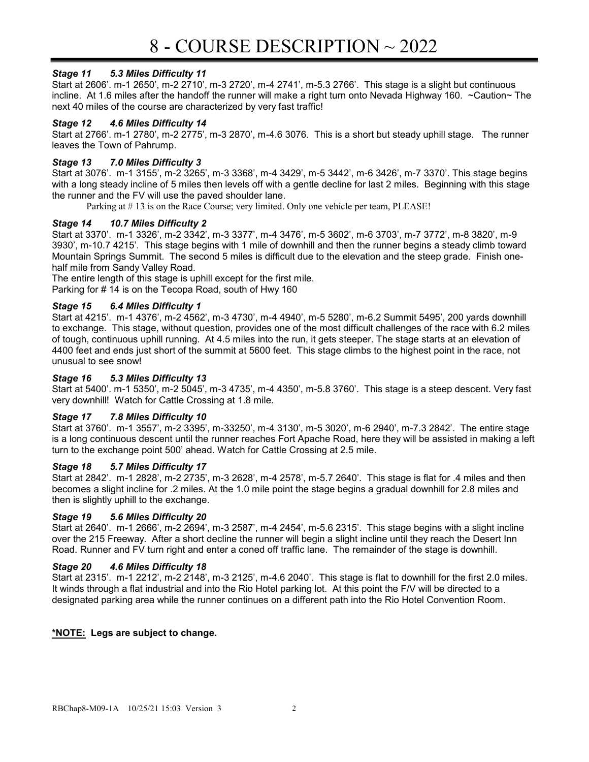# 8 - COURSE DESCRIPTION ~ 2022

***Stage 11 5.3 Miles Difficulty 11***

Start at 2606'. m-1 2650', m-2 2710', m-3 2720', m-4 2741', m-5.3 2766'. This stage is a slight but continuous incline. At 1.6 miles after the handoff the runner will make a right turn onto Nevada Highway 160. ~Caution~ The next 40 miles of the course are characterized by very fast traffic!

***Stage 12 4.6 Miles Difficulty 14***

Start at 2766'. m-1 2780', m-2 2775', m-3 2870', m-4.6 3076'. This is a short but steady uphill stage. The runner leaves the Town of Pahrump.

***Stage 13 7.0 Miles Difficulty 3***

Start at 3076'. m-1 3155', m-2 3265', m-3 3368', m-4 3429', m-5 3442', m-6 3426', m-7 3370'. This stage begins with a long steady incline of 5 miles then levels off with a gentle decline for last 2 miles. Beginning with this stage the runner and the FV will use the paved shoulder lane.

Parking at # 13 is on the Race Course; very limited. Only one vehicle per team, PLEASE!

***Stage 14 10.7 Miles Difficulty 2***

Start at 3370'. m-1 3326', m-2 3342', m-3 3377', m-4 3476', m-5 3602', m-6 3703', m-7 3772', m-8 3820', m-9 3930', m-10.7 4215'. This stage begins with 1 mile of downhill and then the runner begins a steady climb toward Mountain Springs Summit. The second 5 miles is difficult due to the elevation and the steep grade. Finish one-half mile from Sandy Valley Road.

The entire length of this stage is uphill except for the first mile.

Parking for # 14 is on the Tecopa Road, south of Hwy 160

***Stage 15 6.4 Miles Difficulty 1***

Start at 4215'. m-1 4376', m-2 4562', m-3 4730', m-4 4940', m-5 5280', m-6.2 Summit 5495', 200 yards downhill to exchange. This stage, without question, provides one of the most difficult challenges of the race with 6.2 miles of tough, continuous uphill running. At 4.5 miles into the run, it gets steeper. The stage starts at an elevation of 4400 feet and ends just short of the summit at 5600 feet. This stage climbs to the highest point in the race, not unusual to see snow!

***Stage 16 5.3 Miles Difficulty 13***

Start at 5400'. m-1 5350', m-2 5045', m-3 4735', m-4 4350', m-5.8 3760'. This stage is a steep descent. Very fast very downhill! Watch for Cattle Crossing at 1.8 mile.

***Stage 17 7.8 Miles Difficulty 10***

Start at 3760'. m-1 3557', m-2 3395', m-33250', m-4 3130', m-5 3020', m-6 2940', m-7.3 2842'. The entire stage is a long continuous descent until the runner reaches Fort Apache Road, here they will be assisted in making a left turn to the exchange point 500' ahead. Watch for Cattle Crossing at 2.5 mile.

***Stage 18 5.7 Miles Difficulty 17***

Start at 2842'. m-1 2828', m-2 2735', m-3 2628', m-4 2578', m-5.7 2640'. This stage is flat for .4 miles and then becomes a slight incline for .2 miles. At the 1.0 mile point the stage begins a gradual downhill for 2.8 miles and then is slightly uphill to the exchange.

***Stage 19 5.6 Miles Difficulty 20***

Start at 2640'. m-1 2666', m-2 2694', m-3 2587', m-4 2454', m-5.6 2315'. This stage begins with a slight incline over the 215 Freeway. After a short decline the runner will begin a slight incline until they reach the Desert Inn Road. Runner and FV turn right and enter a coned off traffic lane. The remainder of the stage is downhill.

***Stage 20 4.6 Miles Difficulty 18***

Start at 2315'. m-1 2212', m-2 2148', m-3 2125', m-4.6 2040'. This stage is flat to downhill for the first 2.0 miles. It winds through a flat industrial and into the Rio Hotel parking lot. At this point the F/V will be directed to a designated parking area while the runner continues on a different path into the Rio Hotel Convention Room.

**\*NOTE: Legs are subject to change.**

RBChap8-M09-1A 10/25/21 15:03 Version 3